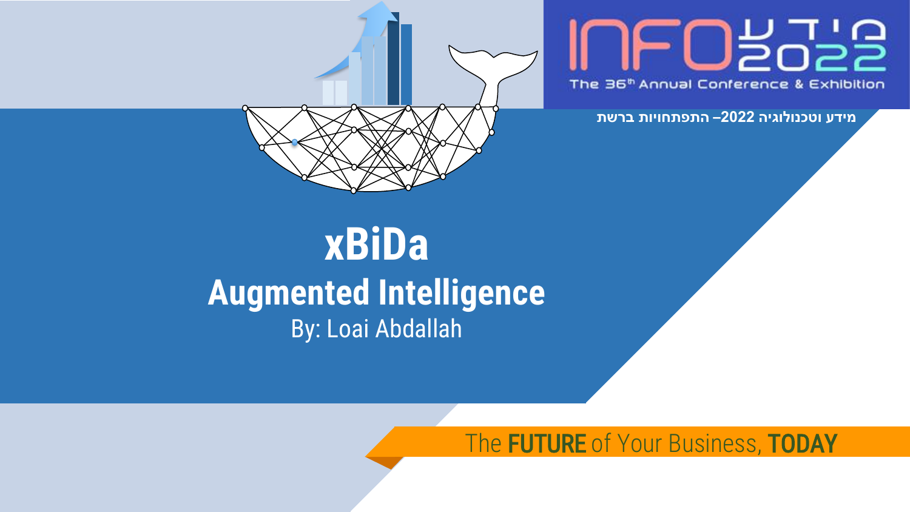INFO 2022 מידע

The 36th Annual Conference & Exhibition

מידע וטכנולוגיה 2022– התפתחויות ברשת

# xBiDa

## Augmented Intelligence

By: Loai Abdallah

The **FUTURE** of Your Business, **TODAY**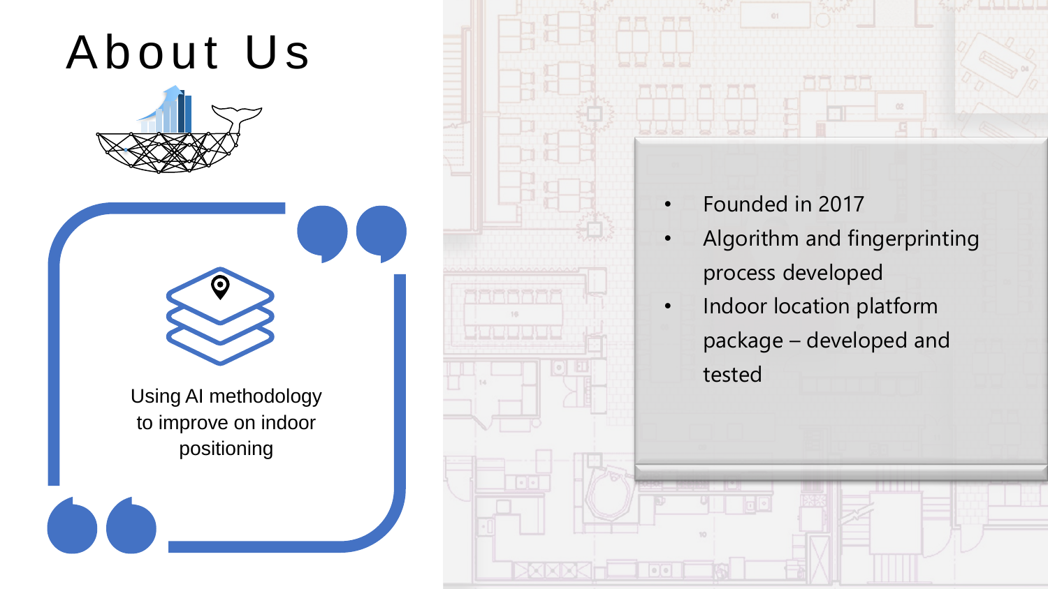# About Us

Using AI methodology to improve on indoor positioning

- Founded in 2017
- Algorithm and fingerprinting process developed
- Indoor location platform package – developed and tested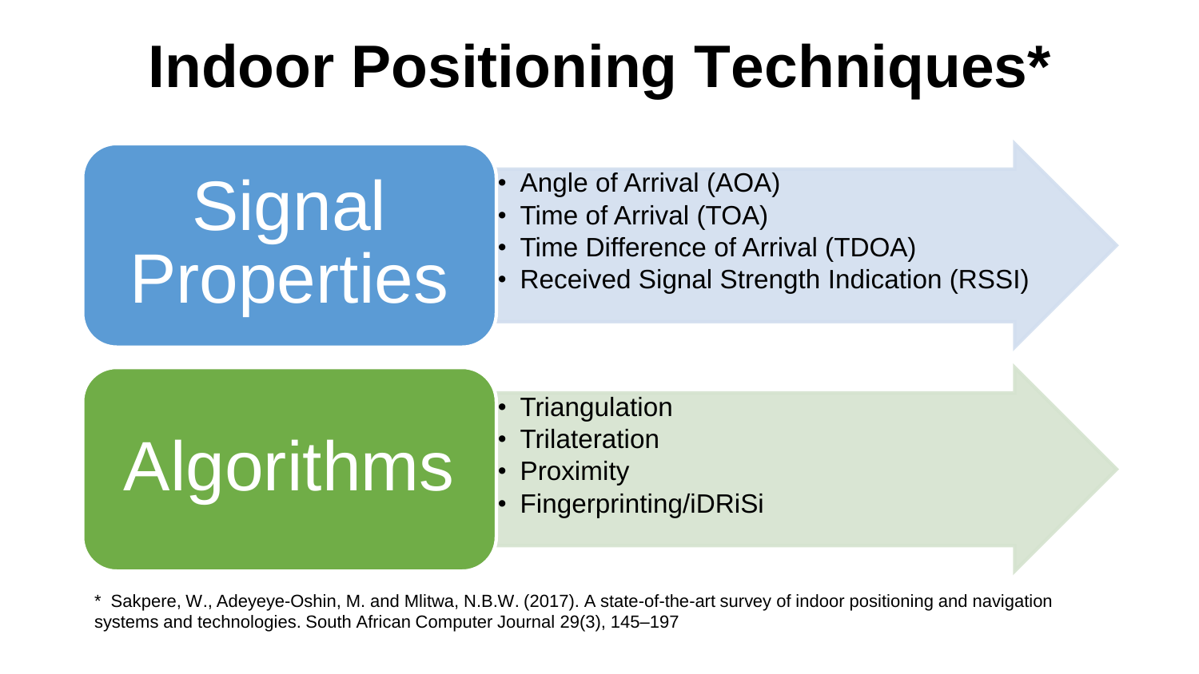# Indoor Positioning Techniques*

## Signal Properties

- Angle of Arrival (AOA)
- Time of Arrival (TOA)
- Time Difference of Arrival (TDOA)
- Received Signal Strength Indication (RSSI)

## Algorithms

- Triangulation
- Trilateration
- Proximity
- Fingerprinting/iDRiSi

* Sakpere, W., Adeyeye-Oshin, M. and Mlitwa, N.B.W. (2017). A state-of-the-art survey of indoor positioning and navigation systems and technologies. South African Computer Journal 29(3), 145–197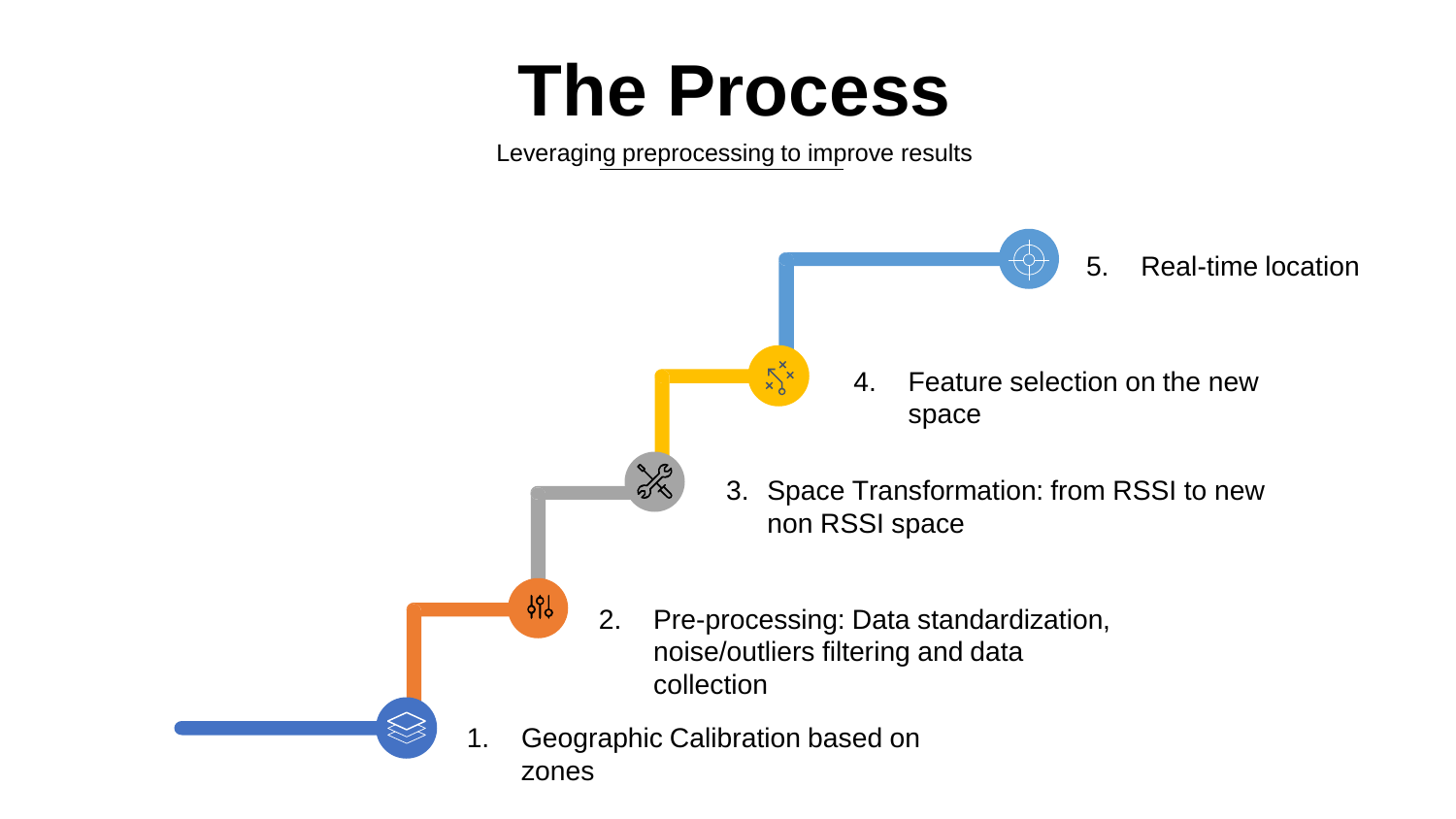# The Process

Leveraging preprocessing to improve results

1. Geographic Calibration based on zones
2. Pre-processing: Data standardization, noise/outliers filtering and data collection
3. Space Transformation: from RSSI to new non RSSI space
4. Feature selection on the new space
5. Real-time location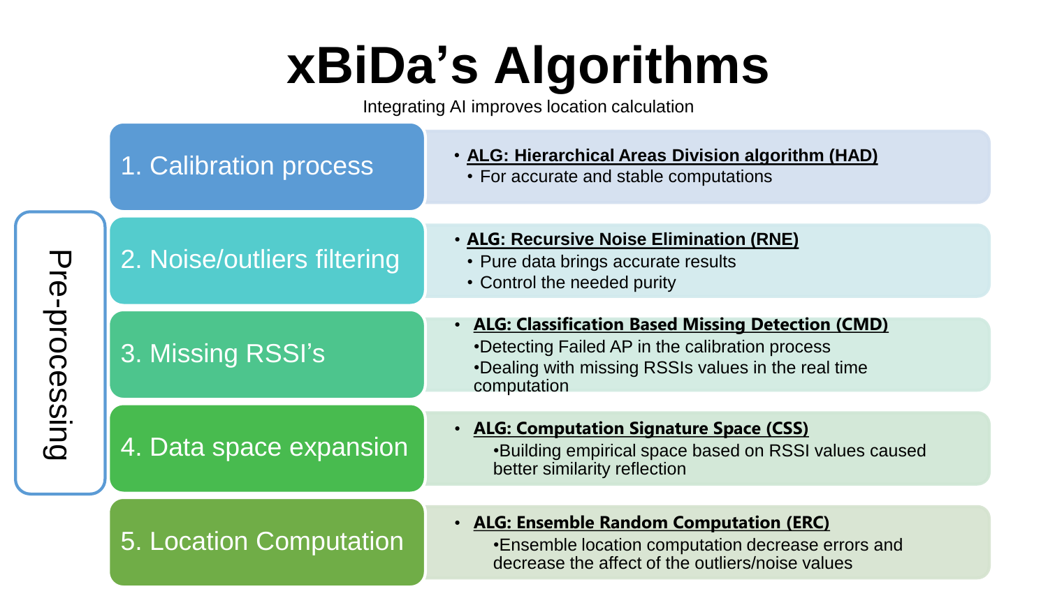# xBiDa's Algorithms

Integrating AI improves location calculation

**Pre-processing** (steps 2–4)

## 1. Calibration process

- **ALG: Hierarchical Areas Division algorithm (HAD)**
  - For accurate and stable computations

## 2. Noise/outliers filtering

- **ALG: Recursive Noise Elimination (RNE)**
  - Pure data brings accurate results
  - Control the needed purity

## 3. Missing RSSI's

- **ALG: Classification Based Missing Detection (CMD)**
  - Detecting Failed AP in the calibration process
  - Dealing with missing RSSIs values in the real time computation

## 4. Data space expansion

- **ALG: Computation Signature Space (CSS)**
  - Building empirical space based on RSSI values caused better similarity reflection

## 5. Location Computation

- **ALG: Ensemble Random Computation (ERC)**
  - Ensemble location computation decrease errors and decrease the affect of the outliers/noise values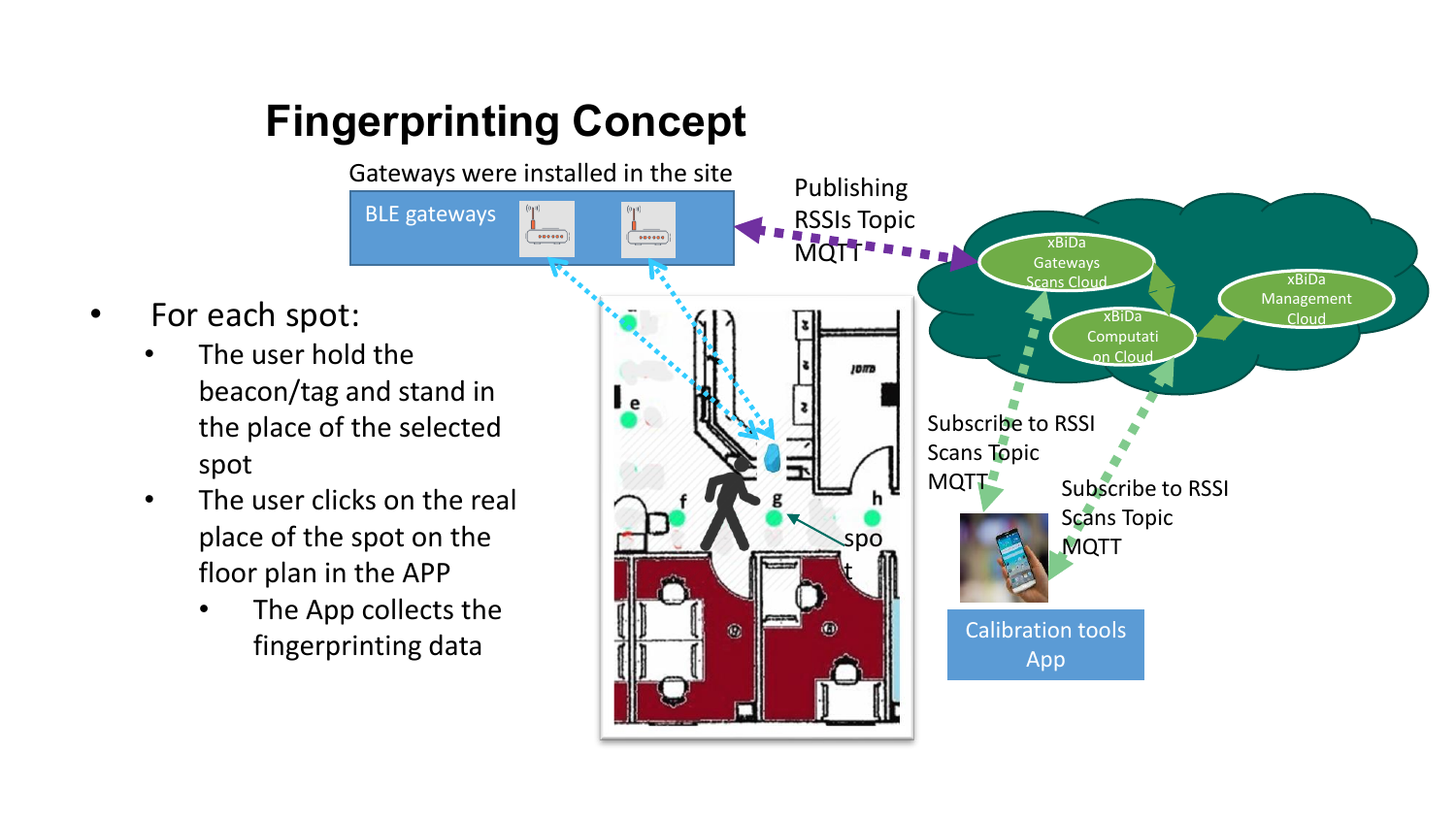# Fingerprinting Concept

Gateways were installed in the site

BLE gateways

Publishing RSSIs Topic MQTT

xBiDa Gateways Scans Cloud

xBiDa Computation Cloud

xBiDa Management Cloud

- For each spot:
  - The user hold the beacon/tag and stand in the place of the selected spot
  - The user clicks on the real place of the spot on the floor plan in the APP
    - The App collects the fingerprinting data

spot

Subscribe to RSSI Scans Topic MQTT

Subscribe to RSSI Scans Topic MQTT

Calibration tools App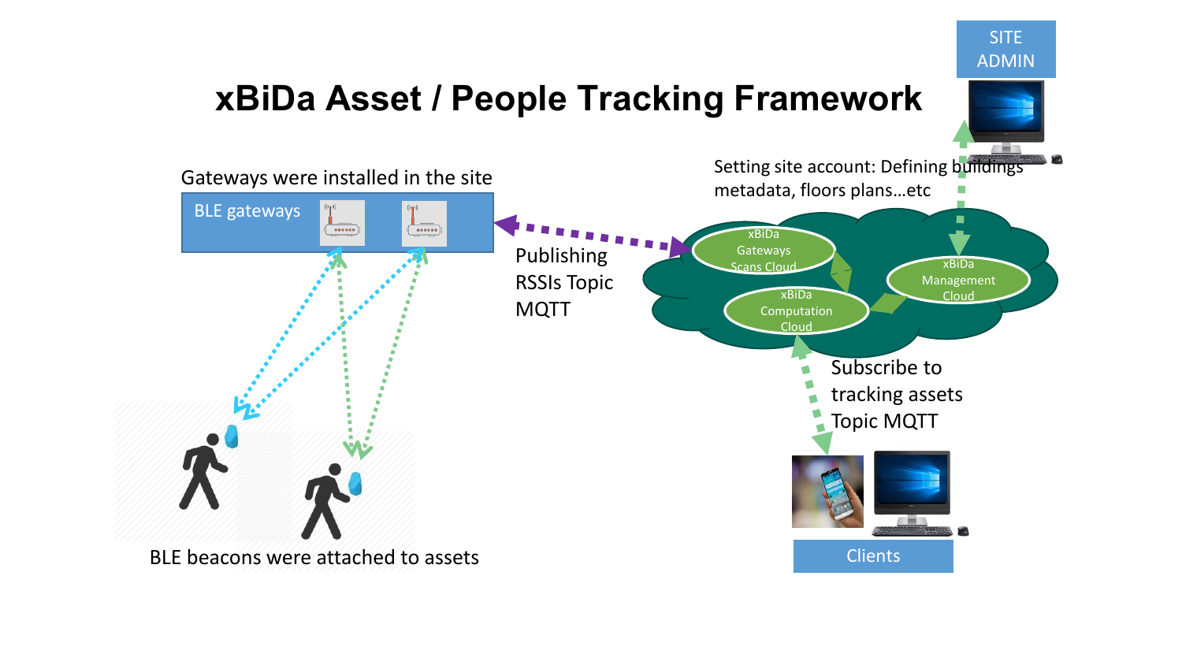# xBiDa Asset / People Tracking Framework

Gateways were installed in the site

BLE gateways

BLE beacons were attached to assets

Publishing RSSIs Topic MQTT

Setting site account: Defining buildings metadata, floors plans…etc

SITE ADMIN

xBiDa Gateways Scans Cloud

xBiDa Management Cloud

xBiDa Computation Cloud

Subscribe to tracking assets Topic MQTT

Clients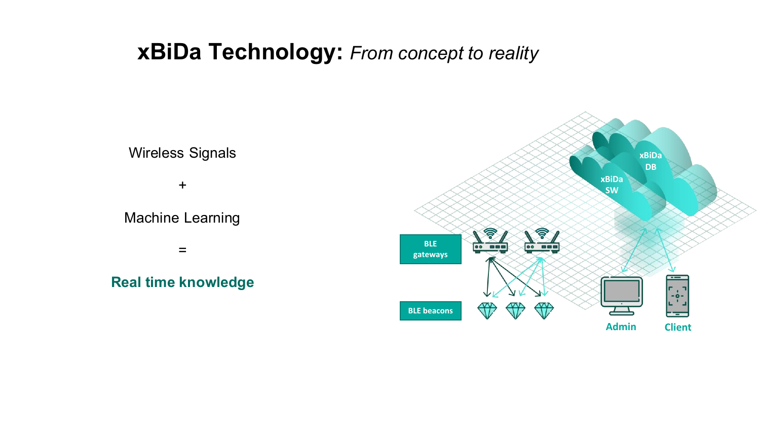# **xBiDa Technology:** *From concept to reality*

Wireless Signals

+

Machine Learning

=

**Real time knowledge**

BLE gateways

BLE beacons

xBiDa SW

xBiDa DB

Admin

Client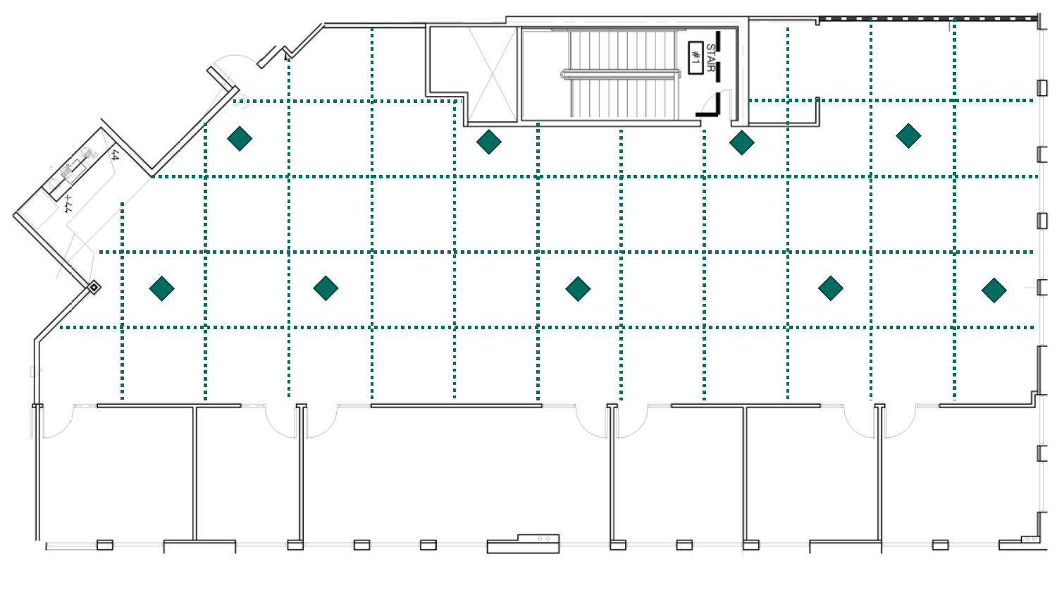STAIR #1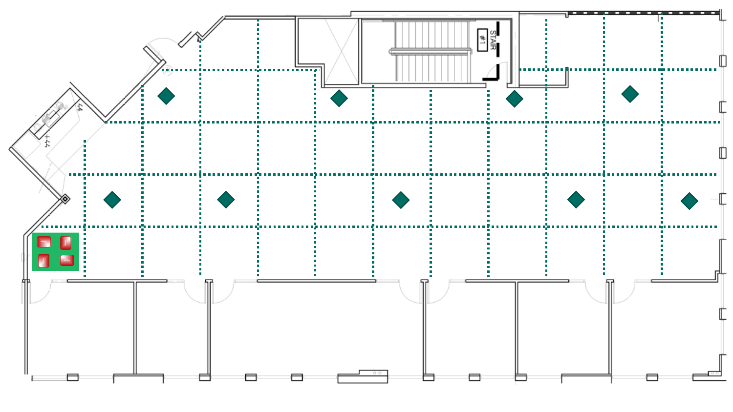STAIR #1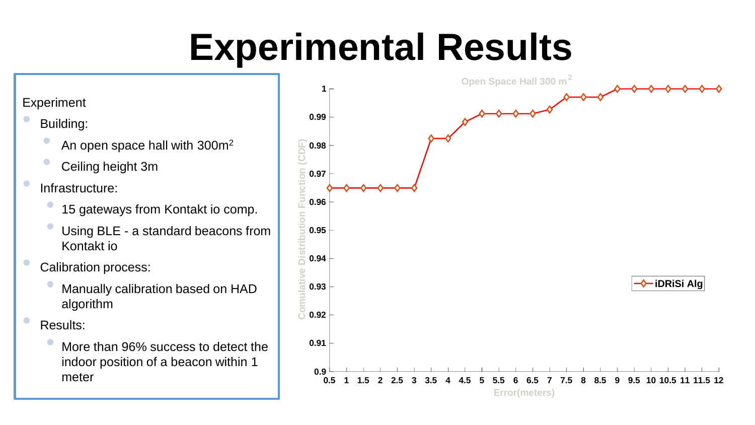# Experimental Results

Experiment

- Building:
  - An open space hall with 300m$^2$
  - Ceiling height 3m
- Infrastructure:
  - 15 gateways from Kontakt io comp.
  - Using BLE - a standard beacons from Kontakt io
- Calibration process:
  - Manually calibration based on HAD algorithm
- Results:
  - More than 96% success to detect the indoor position of a beacon within 1 meter

Open Space Hall 300 m$^2$

Comulative Distribution Function (CDF)

Error(meters)

iDRiSi Alg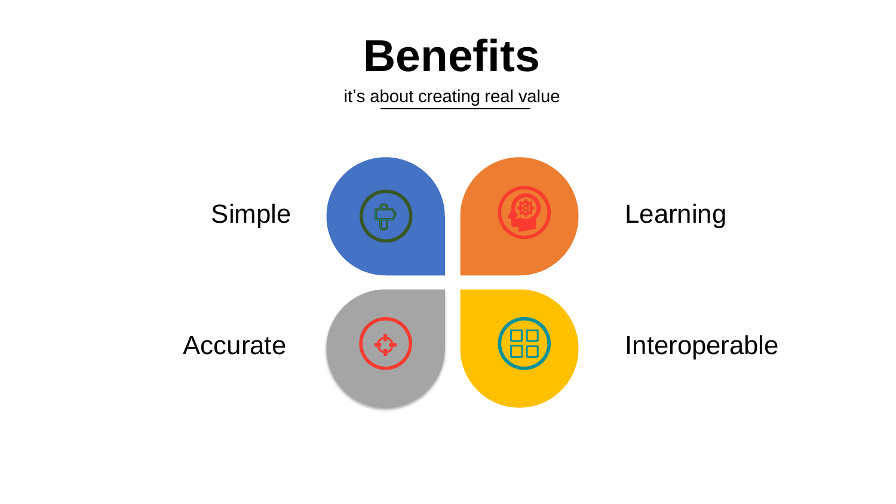# Benefits

it's about creating real value

- Simple
- Learning
- Accurate
- Interoperable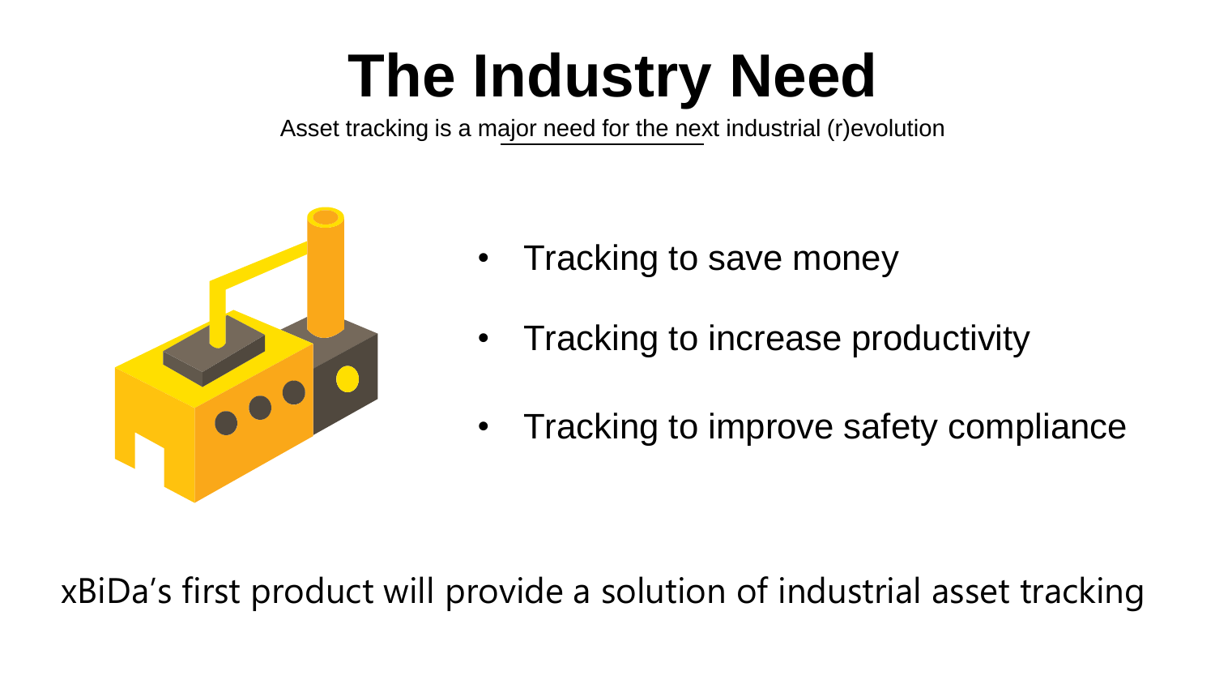# The Industry Need

Asset tracking is a major need for the next industrial (r)evolution

- Tracking to save money
- Tracking to increase productivity
- Tracking to improve safety compliance

xBiDa's first product will provide a solution of industrial asset tracking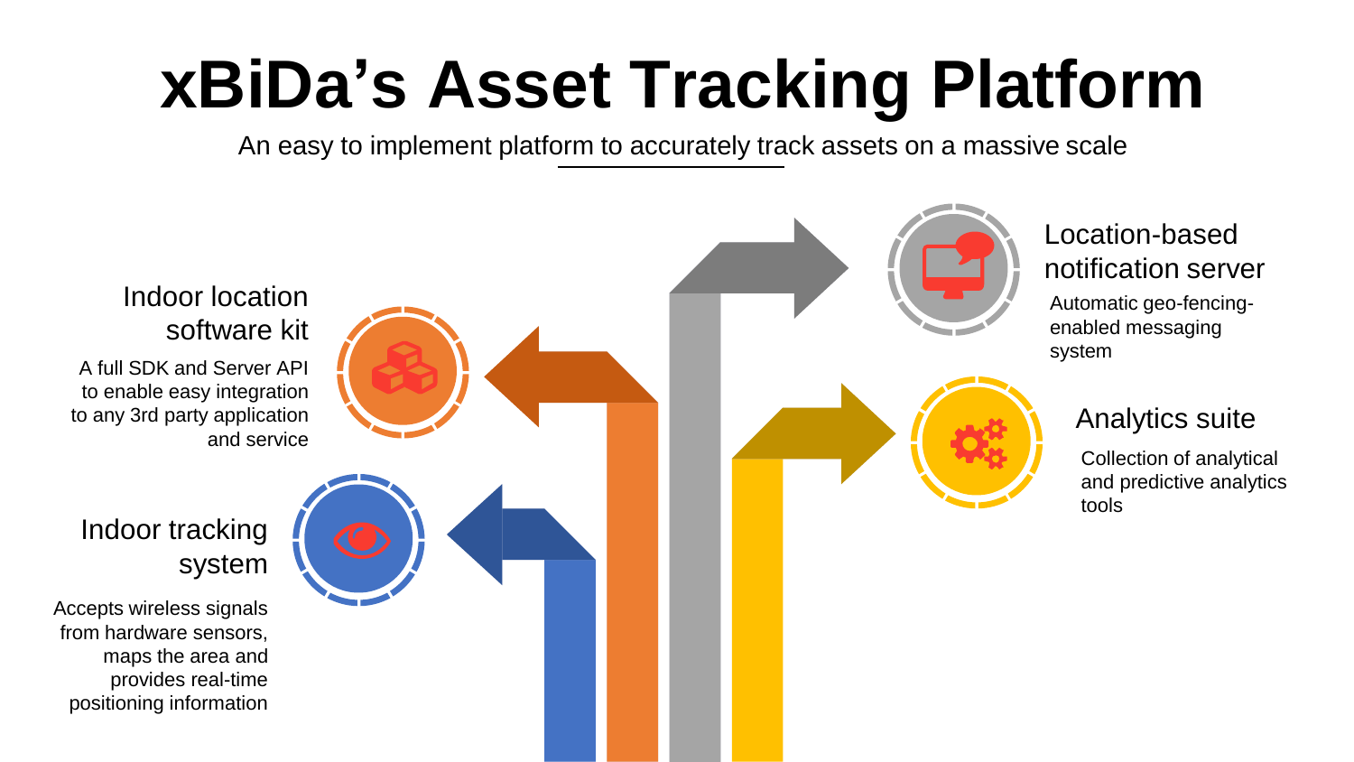# xBiDa's Asset Tracking Platform

An easy to implement platform to accurately track assets on a massive scale

## Indoor tracking system

Accepts wireless signals from hardware sensors, maps the area and provides real-time positioning information

## Indoor location software kit

A full SDK and Server API to enable easy integration to any 3rd party application and service

## Location-based notification server

Automatic geo-fencing-enabled messaging system

## Analytics suite

Collection of analytical and predictive analytics tools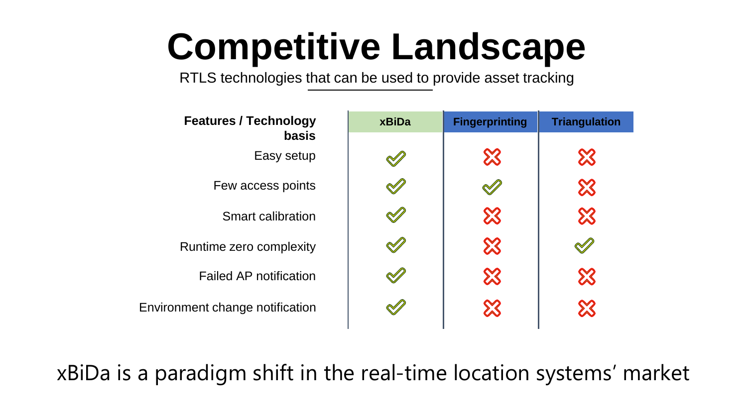# Competitive Landscape

RTLS technologies that can be used to provide asset tracking

| Features / Technology basis | xBiDa | Fingerprinting | Triangulation |
| --- | --- | --- | --- |
| Easy setup | ✓ | ✗ | ✗ |
| Few access points | ✓ | ✓ | ✗ |
| Smart calibration | ✓ | ✗ | ✗ |
| Runtime zero complexity | ✓ | ✗ | ✓ |
| Failed AP notification | ✓ | ✗ | ✗ |
| Environment change notification | ✓ | ✗ | ✗ |

xBiDa is a paradigm shift in the real-time location systems' market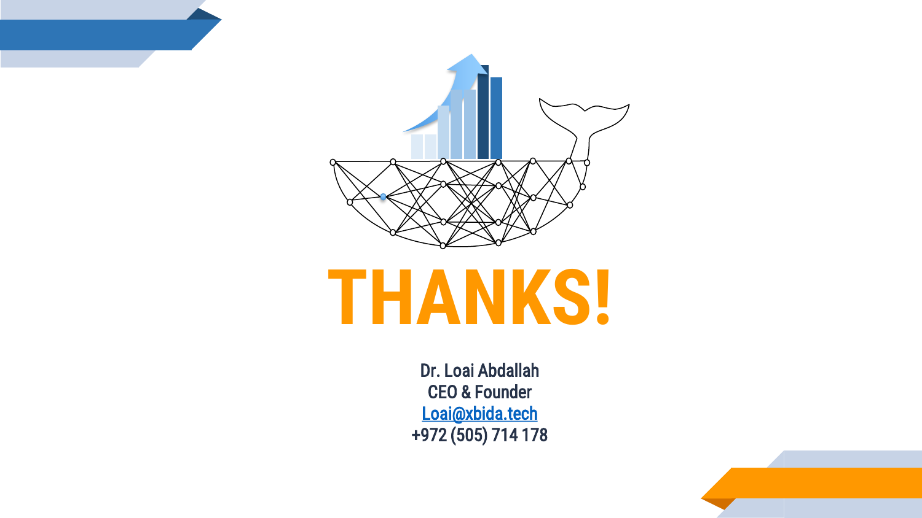# THANKS!

Dr. Loai Abdallah
CEO & Founder
Loai@xbida.tech
+972 (505) 714 178